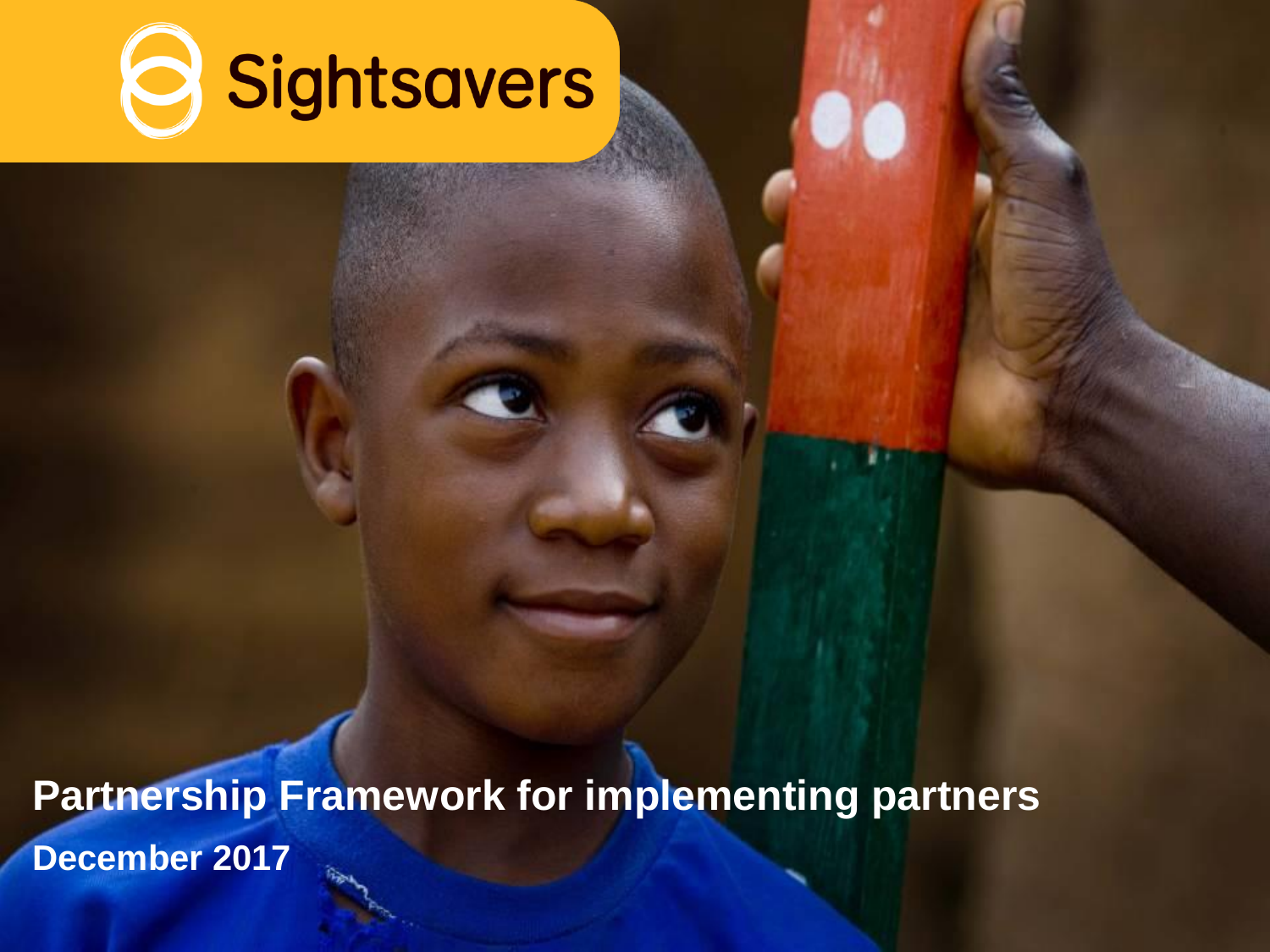Sightsavers

# Partnership Framework for implementing partners

**December 2017**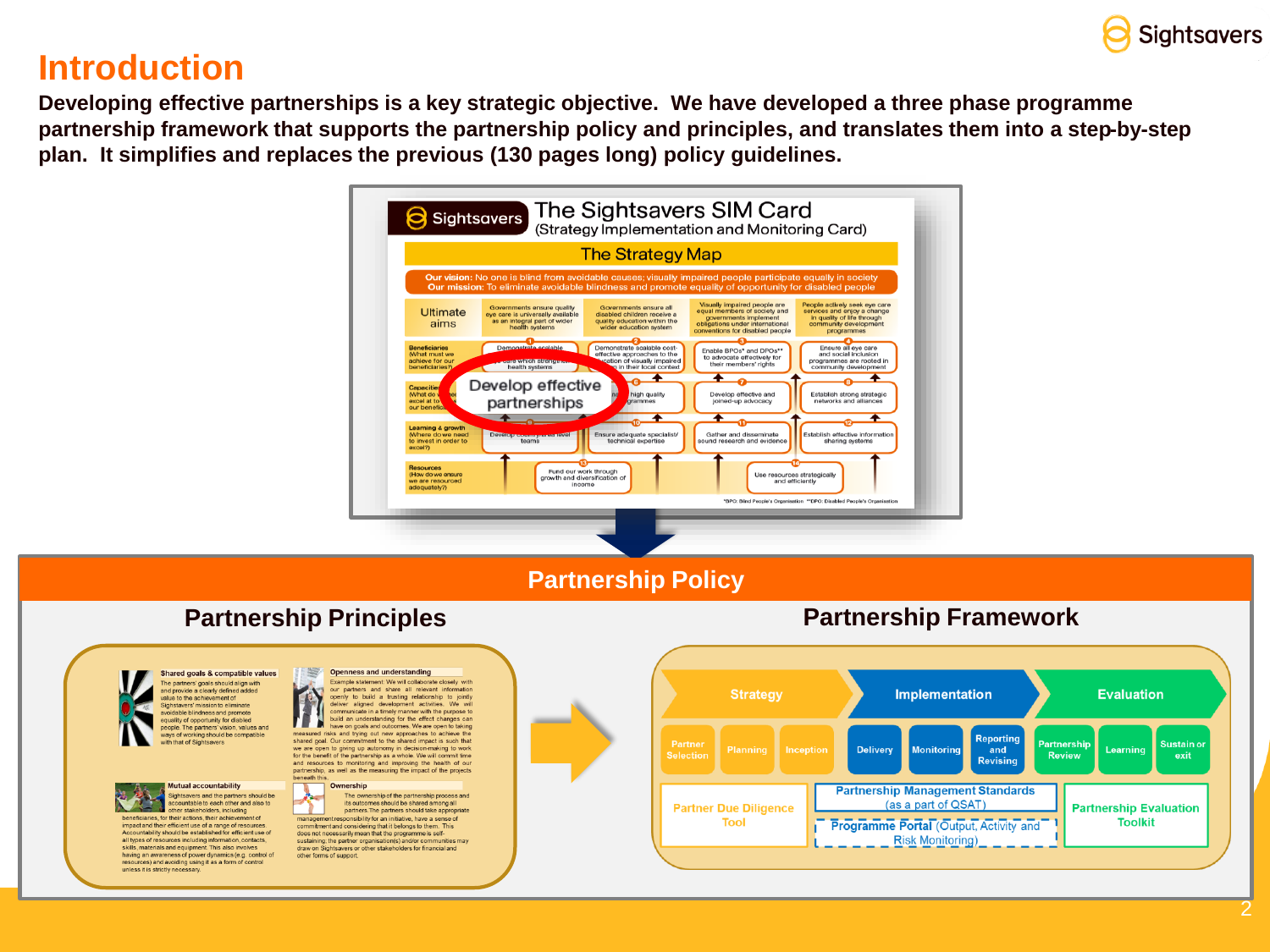# Introduction

**Developing effective partnerships is a key strategic objective. We have developed a three phase programme partnership framework that supports the partnership policy and principles, and translates them into a step-by-step plan. It simplifies and replaces the previous (130 pages long) policy guidelines.**

## The Sightsavers SIM Card
(Strategy Implementation and Monitoring Card)

### The Strategy Map

**Our vision:** No one is blind from avoidable causes; visually impaired people participate equally in society
**Our mission:** To eliminate avoidable blindness and promote equality of opportunity for disabled people

| | | | | |
|---|---|---|---|---|
| Ultimate aims | Governments ensure quality eye care is universally available as an integral part of wider health systems | Governments ensure all disabled children receive a quality education within the wider education system | Visually impaired people are equal members of society and governments implement obligations under international conventions for disabled people | People actively seek eye care services and enjoy a change in quality of life through community development programmes |
| Beneficiaries (What must we achieve for our beneficiaries?) | 1 Demonstrate scalable ... eye care which strengthen health systems | 2 Demonstrate scalable cost-effective approaches to the education of visually impaired ... in their local context | 3 Enable BPOs* and DPOs** to advocate effectively for their members' rights | 4 Ensure all eye care and social inclusion programmes are rooted in community development |
| Capacities (What do we need to excel at to ... our beneficiaries?) | 5 Develop effective partnerships | 6 ... high quality ... programmes | 7 Develop effective and joined-up advocacy | 8 Establish strong strategic networks and alliances |
| Learning & growth (Where do we need to invest in order to excel?) | 9 Develop country-level teams | 10 Ensure adequate specialist/ technical expertise | 11 Gather and disseminate sound research and evidence | 12 Establish effective information sharing systems |
| Resources (How do we ensure we are resourced adequately?) | 13 Fund our work through growth and diversification of income | | 14 Use resources strategically and efficiently | |

*BPO: Blind People's Organisation **DPO: Disabled People's Organisation

## Partnership Policy

### Partnership Principles

**Shared goals & compatible values**
The partners' goals should align with and provide a clearly defined added value to the achievement of Sightsavers' mission to eliminate avoidable blindness and promote equality of opportunity for disabled people. The partners' vision, values and ways of working should be compatible with that of Sightsavers.

**Openness and understanding**
Example statement: We will collaborate closely with our partners and share all relevant information openly to build a trusting relationship to jointly deliver aligned development activities. We will communicate in a timely manner with the purpose to build an understanding for the effect changes can have on goals and outcomes. We are open to taking measured risks and trying out new approaches to achieve the shared goal. Our commitment to the shared impact is such that we are open to giving up autonomy in decision-making to work for the benefit of the partnership as a whole. We will commit time and resources to monitoring and improving the health of our partnership, as well as the measuring the impact of the projects beneath this.

**Mutual accountability**
Sightsavers and the partners should be accountable to each other and also to other stakeholders, including beneficiaries, for their actions, their achievement of impact and their efficient use of a range of resources. Accountability should be established for effective use of all types of resources including information, contacts, skills, materials and equipment. This also involves having an awareness of power dynamics (e.g. control of resources) and avoiding using it as a form of control unless it is strictly necessary.

**Ownership**
The ownership of the partnership process and its outcomes should be shared among all partners. The partners should take appropriate management responsibility for an initiative, have a sense of commitment and considering that it belongs to them. This does not necessarily mean that the programme is self-sustaining; the partner organisation(s) and/or communities may draw on Sightsavers or other stakeholders for financial and other forms of support.

### Partnership Framework

| Strategy | | | Implementation | | | Evaluation | | |
|---|---|---|---|---|---|---|---|---|
| Partner Selection | Planning | Inception | Delivery | Monitoring | Reporting and Revising | Partnership Review | Learning | Sustain or exit |
| Partner Due Diligence Tool | | | Partnership Management Standards (as a part of QSAT); Programme Portal (Output, Activity and Risk Monitoring) | | | Partnership Evaluation Toolkit | | |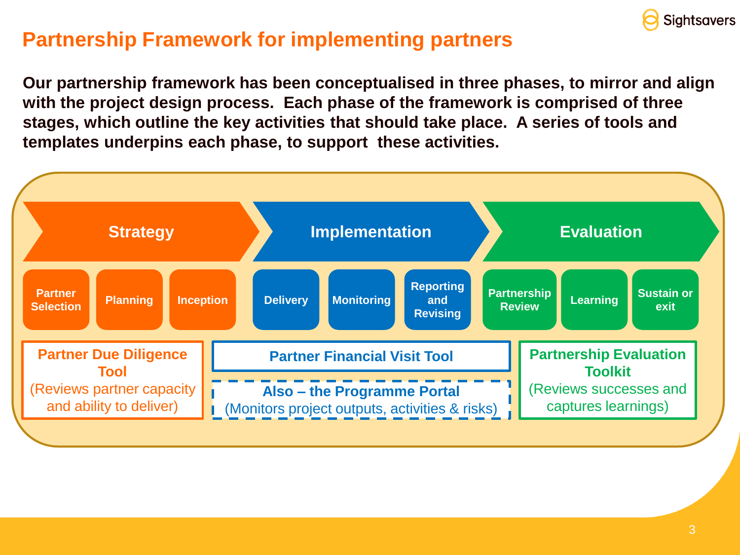# Partnership Framework for implementing partners

**Our partnership framework has been conceptualised in three phases, to mirror and align with the project design process. Each phase of the framework is comprised of three stages, which outline the key activities that should take place. A series of tools and templates underpins each phase, to support these activities.**

| Strategy | | | Implementation | | | Evaluation | | |
|---|---|---|---|---|---|---|---|---|
| Partner Selection | Planning | Inception | Delivery | Monitoring | Reporting and Revising | Partnership Review | Learning | Sustain or exit |

**Strategy:**
- **Partner Due Diligence Tool** (Reviews partner capacity and ability to deliver)

**Implementation:**
- **Partner Financial Visit Tool**
- **Also – the Programme Portal** (Monitors project outputs, activities & risks)

**Evaluation:**
- **Partnership Evaluation Toolkit** (Reviews successes and captures learnings)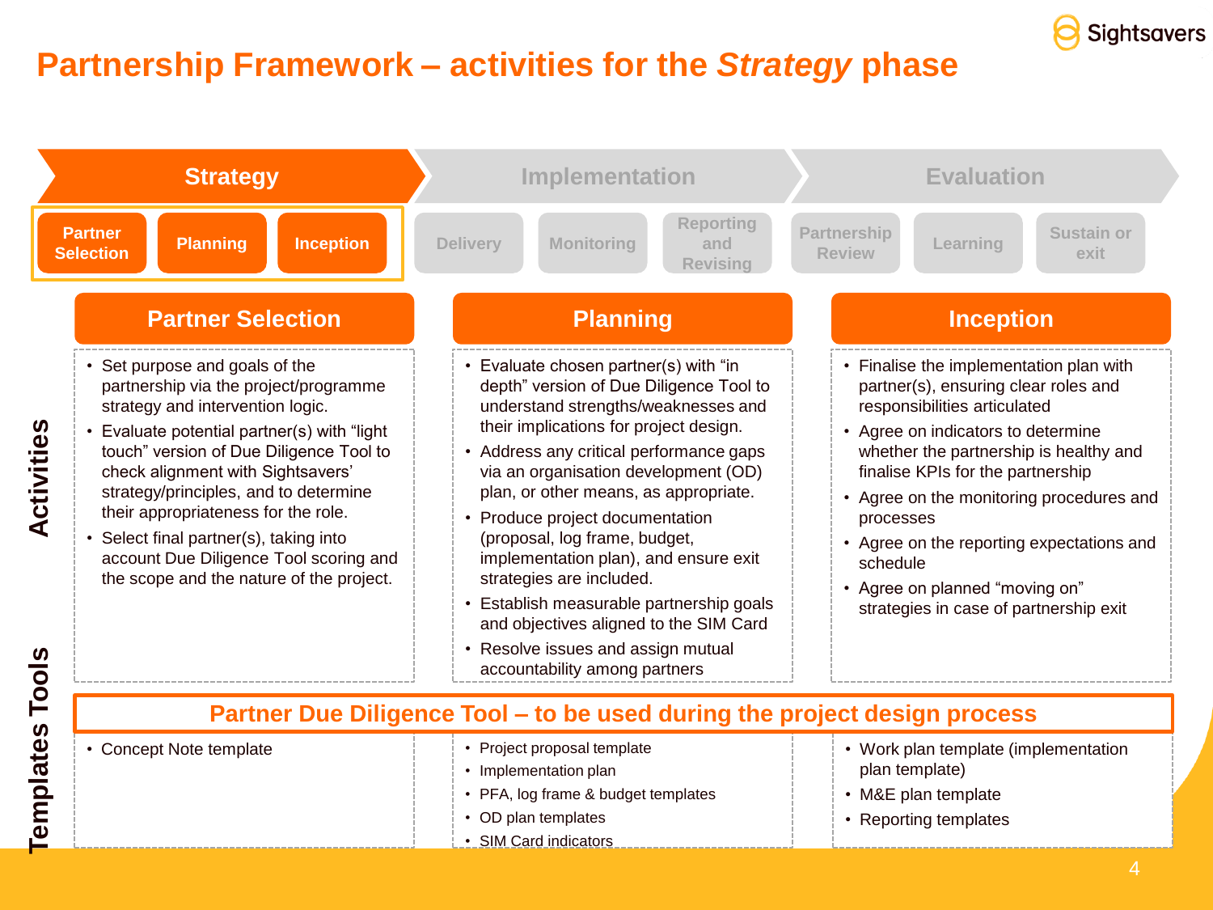# Partnership Framework – activities for the *Strategy* phase

**Strategy** → Implementation → Evaluation

- **Strategy**: Partner Selection | Planning | Inception
- Implementation: Delivery | Monitoring | Reporting and Revising
- Evaluation: Partnership Review | Learning | Sustain or exit

| | Partner Selection | Planning | Inception |
|---|---|---|---|
| **Activities** | • Set purpose and goals of the partnership via the project/programme strategy and intervention logic.<br>• Evaluate potential partner(s) with "light touch" version of Due Diligence Tool to check alignment with Sightsavers' strategy/principles, and to determine their appropriateness for the role.<br>• Select final partner(s), taking into account Due Diligence Tool scoring and the scope and the nature of the project. | • Evaluate chosen partner(s) with "in depth" version of Due Diligence Tool to understand strengths/weaknesses and their implications for project design.<br>• Address any critical performance gaps via an organisation development (OD) plan, or other means, as appropriate.<br>• Produce project documentation (proposal, log frame, budget, implementation plan), and ensure exit strategies are included.<br>• Establish measurable partnership goals and objectives aligned to the SIM Card<br>• Resolve issues and assign mutual accountability among partners | • Finalise the implementation plan with partner(s), ensuring clear roles and responsibilities articulated<br>• Agree on indicators to determine whether the partnership is healthy and finalise KPIs for the partnership<br>• Agree on the monitoring procedures and processes<br>• Agree on the reporting expectations and schedule<br>• Agree on planned "moving on" strategies in case of partnership exit |
| | **Partner Due Diligence Tool – to be used during the project design process** | | |
| **Templates Tools** | • Concept Note template | • Project proposal template<br>• Implementation plan<br>• PFA, log frame & budget templates<br>• OD plan templates<br>• SIM Card indicators | • Work plan template (implementation plan template)<br>• M&E plan template<br>• Reporting templates |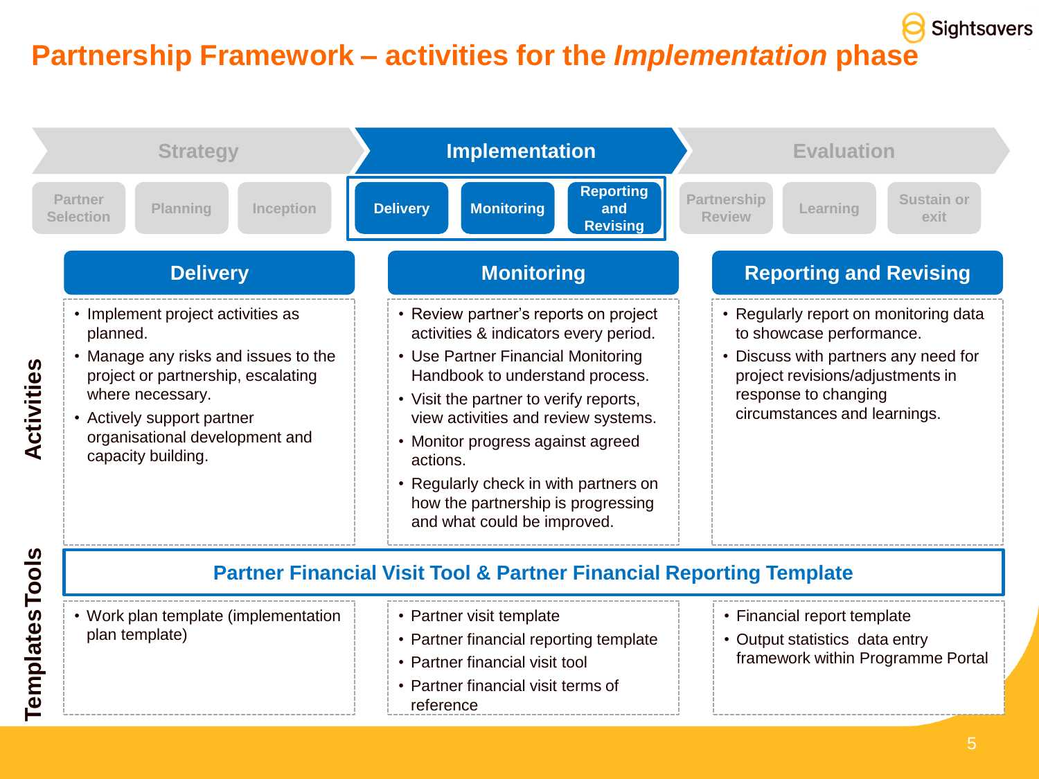# Partnership Framework – activities for the *Implementation* phase

**Strategy:** Partner Selection · Planning · Inception

**Implementation:** Delivery · Monitoring · Reporting and Revising

**Evaluation:** Partnership Review · Learning · Sustain or exit

## Activities

| Delivery | Monitoring | Reporting and Revising |
|---|---|---|
| • Implement project activities as planned.<br>• Manage any risks and issues to the project or partnership, escalating where necessary.<br>• Actively support partner organisational development and capacity building. | • Review partner's reports on project activities & indicators every period.<br>• Use Partner Financial Monitoring Handbook to understand process.<br>• Visit the partner to verify reports, view activities and review systems.<br>• Monitor progress against agreed actions.<br>• Regularly check in with partners on how the partnership is progressing and what could be improved. | • Regularly report on monitoring data to showcase performance.<br>• Discuss with partners any need for project revisions/adjustments in response to changing circumstances and learnings. |

## Templates Tools

**Partner Financial Visit Tool & Partner Financial Reporting Template**

| Delivery | Monitoring | Reporting and Revising |
|---|---|---|
| • Work plan template (implementation plan template) | • Partner visit template<br>• Partner financial reporting template<br>• Partner financial visit tool<br>• Partner financial visit terms of reference | • Financial report template<br>• Output statistics data entry framework within Programme Portal |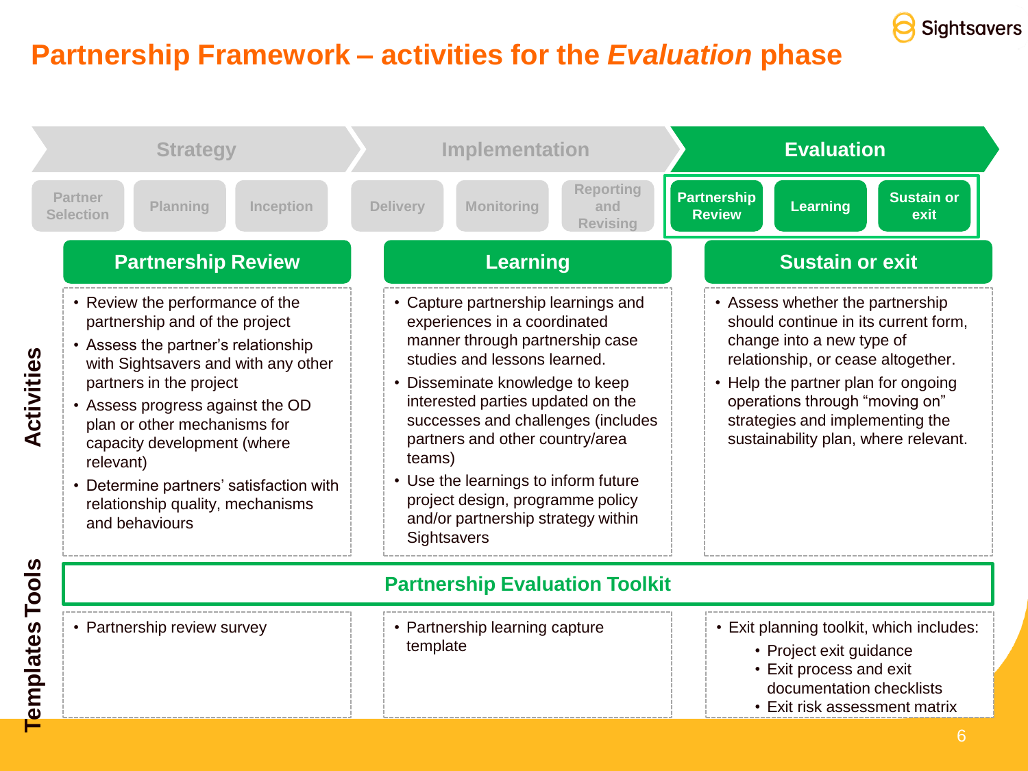# Partnership Framework – activities for the *Evaluation* phase

**Strategy:** Partner Selection | Planning | Inception

**Implementation:** Delivery | Monitoring | Reporting and Revising

**Evaluation:** Partnership Review | Learning | Sustain or exit

## Activities

### Partnership Review

- Review the performance of the partnership and of the project
- Assess the partner's relationship with Sightsavers and with any other partners in the project
- Assess progress against the OD plan or other mechanisms for capacity development (where relevant)
- Determine partners' satisfaction with relationship quality, mechanisms and behaviours

### Learning

- Capture partnership learnings and experiences in a coordinated manner through partnership case studies and lessons learned.
- Disseminate knowledge to keep interested parties updated on the successes and challenges (includes partners and other country/area teams)
- Use the learnings to inform future project design, programme policy and/or partnership strategy within Sightsavers

### Sustain or exit

- Assess whether the partnership should continue in its current form, change into a new type of relationship, or cease altogether.
- Help the partner plan for ongoing operations through "moving on" strategies and implementing the sustainability plan, where relevant.

## Templates Tools

### Partnership Evaluation Toolkit

- Partnership review survey

- Partnership learning capture template

- Exit planning toolkit, which includes:
  - Project exit guidance
  - Exit process and exit documentation checklists
  - Exit risk assessment matrix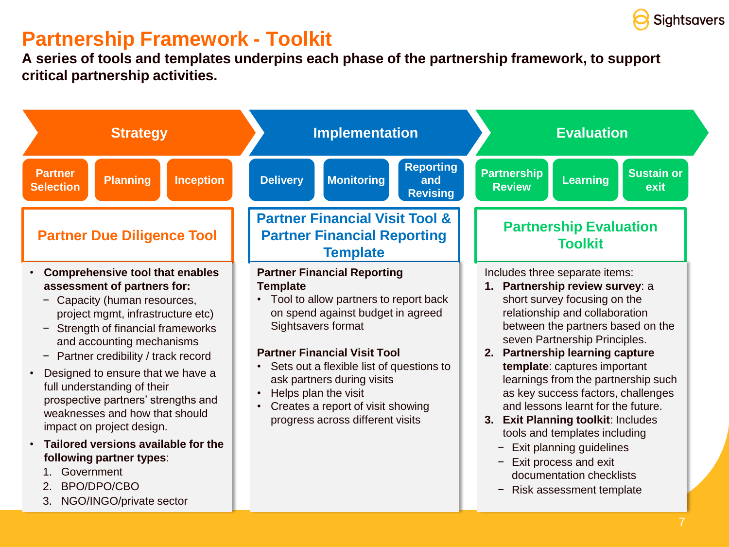# Partnership Framework - Toolkit

**A series of tools and templates underpins each phase of the partnership framework, to support critical partnership activities.**

## Strategy

Partner Selection | Planning | Inception

### Partner Due Diligence Tool

- **Comprehensive tool that enables assessment of partners for:**
  - Capacity (human resources, project mgmt, infrastructure etc)
  - Strength of financial frameworks and accounting mechanisms
  - Partner credibility / track record
- Designed to ensure that we have a full understanding of their prospective partners' strengths and weaknesses and how that should impact on project design.
- **Tailored versions available for the following partner types**:
  1. Government
  2. BPO/DPO/CBO
  3. NGO/INGO/private sector

## Implementation

Delivery | Monitoring | Reporting and Revising

### Partner Financial Visit Tool & Partner Financial Reporting Template

**Partner Financial Reporting Template**

- Tool to allow partners to report back on spend against budget in agreed Sightsavers format

**Partner Financial Visit Tool**

- Sets out a flexible list of questions to ask partners during visits
- Helps plan the visit
- Creates a report of visit showing progress across different visits

## Evaluation

Partnership Review | Learning | Sustain or exit

### Partnership Evaluation Toolkit

Includes three separate items:

1. **Partnership review survey**: a short survey focusing on the relationship and collaboration between the partners based on the seven Partnership Principles.
2. **Partnership learning capture template**: captures important learnings from the partnership such as key success factors, challenges and lessons learnt for the future.
3. **Exit Planning toolkit**: Includes tools and templates including
   - Exit planning guidelines
   - Exit process and exit documentation checklists
   - Risk assessment template